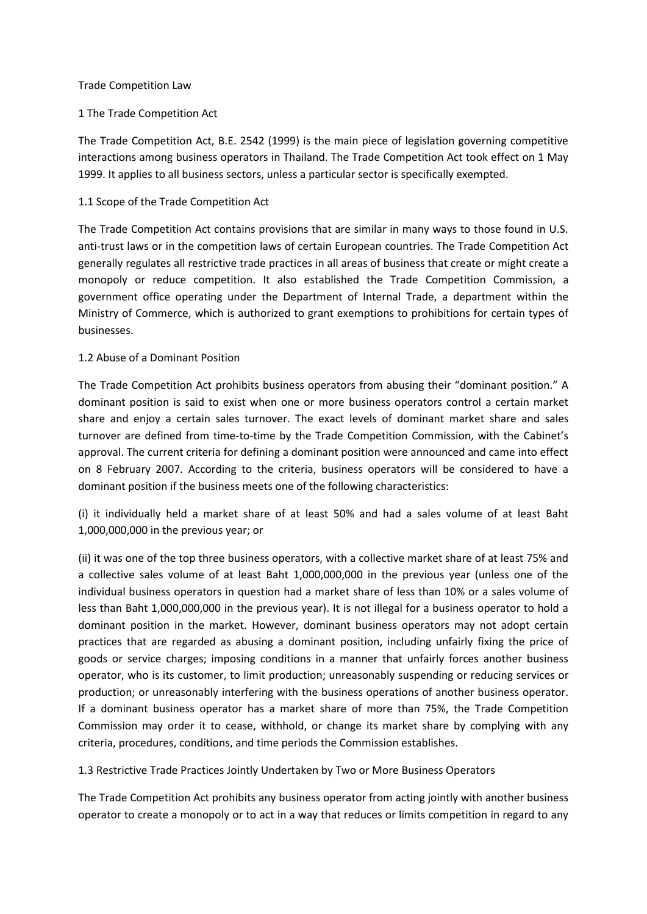# Trade Competition Law

## 1 The Trade Competition Act

The Trade Competition Act, B.E. 2542 (1999) is the main piece of legislation governing competitive interactions among business operators in Thailand. The Trade Competition Act took effect on 1 May 1999. It applies to all business sectors, unless a particular sector is specifically exempted.

### 1.1 Scope of the Trade Competition Act

The Trade Competition Act contains provisions that are similar in many ways to those found in U.S. anti-trust laws or in the competition laws of certain European countries. The Trade Competition Act generally regulates all restrictive trade practices in all areas of business that create or might create a monopoly or reduce competition. It also established the Trade Competition Commission, a government office operating under the Department of Internal Trade, a department within the Ministry of Commerce, which is authorized to grant exemptions to prohibitions for certain types of businesses.

### 1.2 Abuse of a Dominant Position

The Trade Competition Act prohibits business operators from abusing their "dominant position." A dominant position is said to exist when one or more business operators control a certain market share and enjoy a certain sales turnover. The exact levels of dominant market share and sales turnover are defined from time-to-time by the Trade Competition Commission, with the Cabinet's approval. The current criteria for defining a dominant position were announced and came into effect on 8 February 2007. According to the criteria, business operators will be considered to have a dominant position if the business meets one of the following characteristics:

(i) it individually held a market share of at least 50% and had a sales volume of at least Baht 1,000,000,000 in the previous year; or

(ii) it was one of the top three business operators, with a collective market share of at least 75% and a collective sales volume of at least Baht 1,000,000,000 in the previous year (unless one of the individual business operators in question had a market share of less than 10% or a sales volume of less than Baht 1,000,000,000 in the previous year). It is not illegal for a business operator to hold a dominant position in the market. However, dominant business operators may not adopt certain practices that are regarded as abusing a dominant position, including unfairly fixing the price of goods or service charges; imposing conditions in a manner that unfairly forces another business operator, who is its customer, to limit production; unreasonably suspending or reducing services or production; or unreasonably interfering with the business operations of another business operator. If a dominant business operator has a market share of more than 75%, the Trade Competition Commission may order it to cease, withhold, or change its market share by complying with any criteria, procedures, conditions, and time periods the Commission establishes.

### 1.3 Restrictive Trade Practices Jointly Undertaken by Two or More Business Operators

The Trade Competition Act prohibits any business operator from acting jointly with another business operator to create a monopoly or to act in a way that reduces or limits competition in regard to any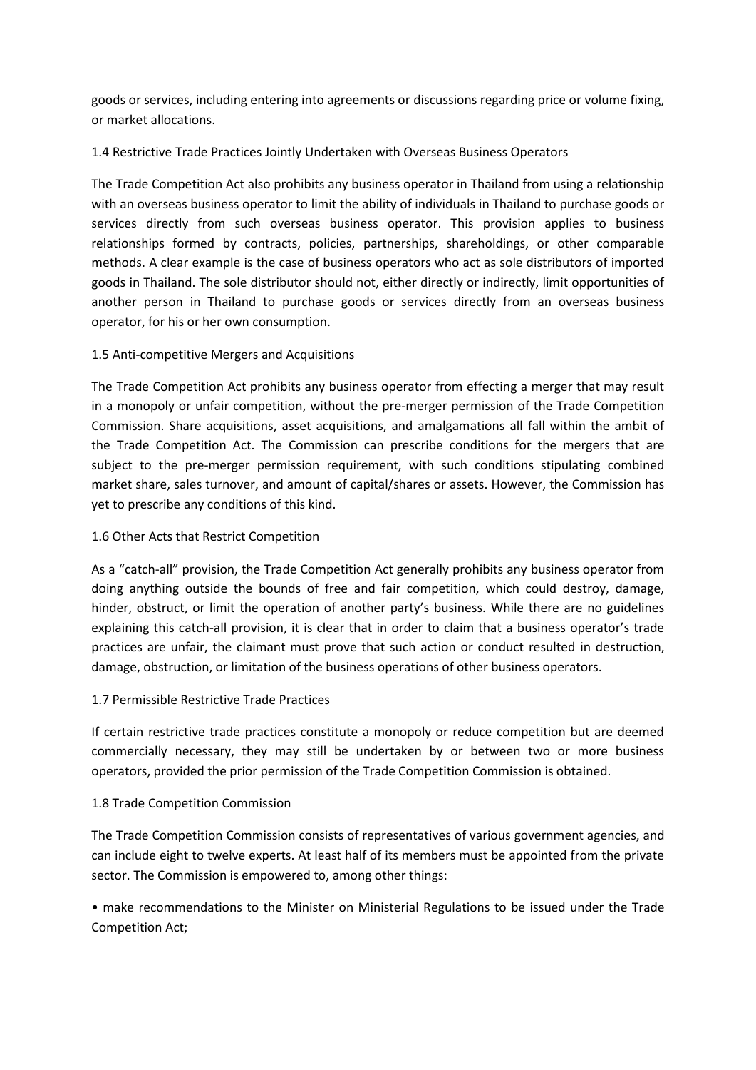goods or services, including entering into agreements or discussions regarding price or volume fixing, or market allocations.

### 1.4 Restrictive Trade Practices Jointly Undertaken with Overseas Business Operators

The Trade Competition Act also prohibits any business operator in Thailand from using a relationship with an overseas business operator to limit the ability of individuals in Thailand to purchase goods or services directly from such overseas business operator. This provision applies to business relationships formed by contracts, policies, partnerships, shareholdings, or other comparable methods. A clear example is the case of business operators who act as sole distributors of imported goods in Thailand. The sole distributor should not, either directly or indirectly, limit opportunities of another person in Thailand to purchase goods or services directly from an overseas business operator, for his or her own consumption.

### 1.5 Anti-competitive Mergers and Acquisitions

The Trade Competition Act prohibits any business operator from effecting a merger that may result in a monopoly or unfair competition, without the pre-merger permission of the Trade Competition Commission. Share acquisitions, asset acquisitions, and amalgamations all fall within the ambit of the Trade Competition Act. The Commission can prescribe conditions for the mergers that are subject to the pre-merger permission requirement, with such conditions stipulating combined market share, sales turnover, and amount of capital/shares or assets. However, the Commission has yet to prescribe any conditions of this kind.

### 1.6 Other Acts that Restrict Competition

As a "catch-all" provision, the Trade Competition Act generally prohibits any business operator from doing anything outside the bounds of free and fair competition, which could destroy, damage, hinder, obstruct, or limit the operation of another party's business. While there are no guidelines explaining this catch-all provision, it is clear that in order to claim that a business operator's trade practices are unfair, the claimant must prove that such action or conduct resulted in destruction, damage, obstruction, or limitation of the business operations of other business operators.

### 1.7 Permissible Restrictive Trade Practices

If certain restrictive trade practices constitute a monopoly or reduce competition but are deemed commercially necessary, they may still be undertaken by or between two or more business operators, provided the prior permission of the Trade Competition Commission is obtained.

### 1.8 Trade Competition Commission

The Trade Competition Commission consists of representatives of various government agencies, and can include eight to twelve experts. At least half of its members must be appointed from the private sector. The Commission is empowered to, among other things:

- make recommendations to the Minister on Ministerial Regulations to be issued under the Trade Competition Act;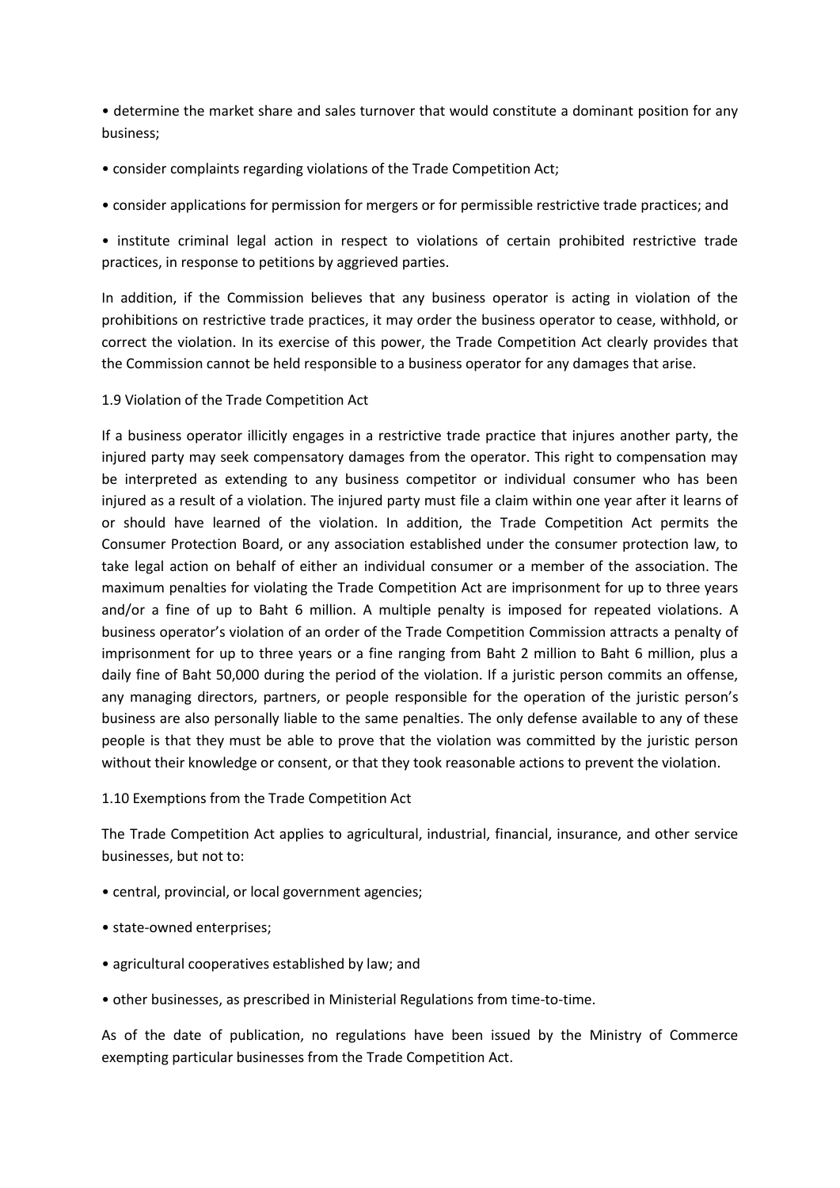- determine the market share and sales turnover that would constitute a dominant position for any business;
- consider complaints regarding violations of the Trade Competition Act;
- consider applications for permission for mergers or for permissible restrictive trade practices; and
- institute criminal legal action in respect to violations of certain prohibited restrictive trade practices, in response to petitions by aggrieved parties.

In addition, if the Commission believes that any business operator is acting in violation of the prohibitions on restrictive trade practices, it may order the business operator to cease, withhold, or correct the violation. In its exercise of this power, the Trade Competition Act clearly provides that the Commission cannot be held responsible to a business operator for any damages that arise.

## 1.9 Violation of the Trade Competition Act

If a business operator illicitly engages in a restrictive trade practice that injures another party, the injured party may seek compensatory damages from the operator. This right to compensation may be interpreted as extending to any business competitor or individual consumer who has been injured as a result of a violation. The injured party must file a claim within one year after it learns of or should have learned of the violation. In addition, the Trade Competition Act permits the Consumer Protection Board, or any association established under the consumer protection law, to take legal action on behalf of either an individual consumer or a member of the association. The maximum penalties for violating the Trade Competition Act are imprisonment for up to three years and/or a fine of up to Baht 6 million. A multiple penalty is imposed for repeated violations. A business operator's violation of an order of the Trade Competition Commission attracts a penalty of imprisonment for up to three years or a fine ranging from Baht 2 million to Baht 6 million, plus a daily fine of Baht 50,000 during the period of the violation. If a juristic person commits an offense, any managing directors, partners, or people responsible for the operation of the juristic person's business are also personally liable to the same penalties. The only defense available to any of these people is that they must be able to prove that the violation was committed by the juristic person without their knowledge or consent, or that they took reasonable actions to prevent the violation.

## 1.10 Exemptions from the Trade Competition Act

The Trade Competition Act applies to agricultural, industrial, financial, insurance, and other service businesses, but not to:

- central, provincial, or local government agencies;
- state-owned enterprises;
- agricultural cooperatives established by law; and
- other businesses, as prescribed in Ministerial Regulations from time-to-time.

As of the date of publication, no regulations have been issued by the Ministry of Commerce exempting particular businesses from the Trade Competition Act.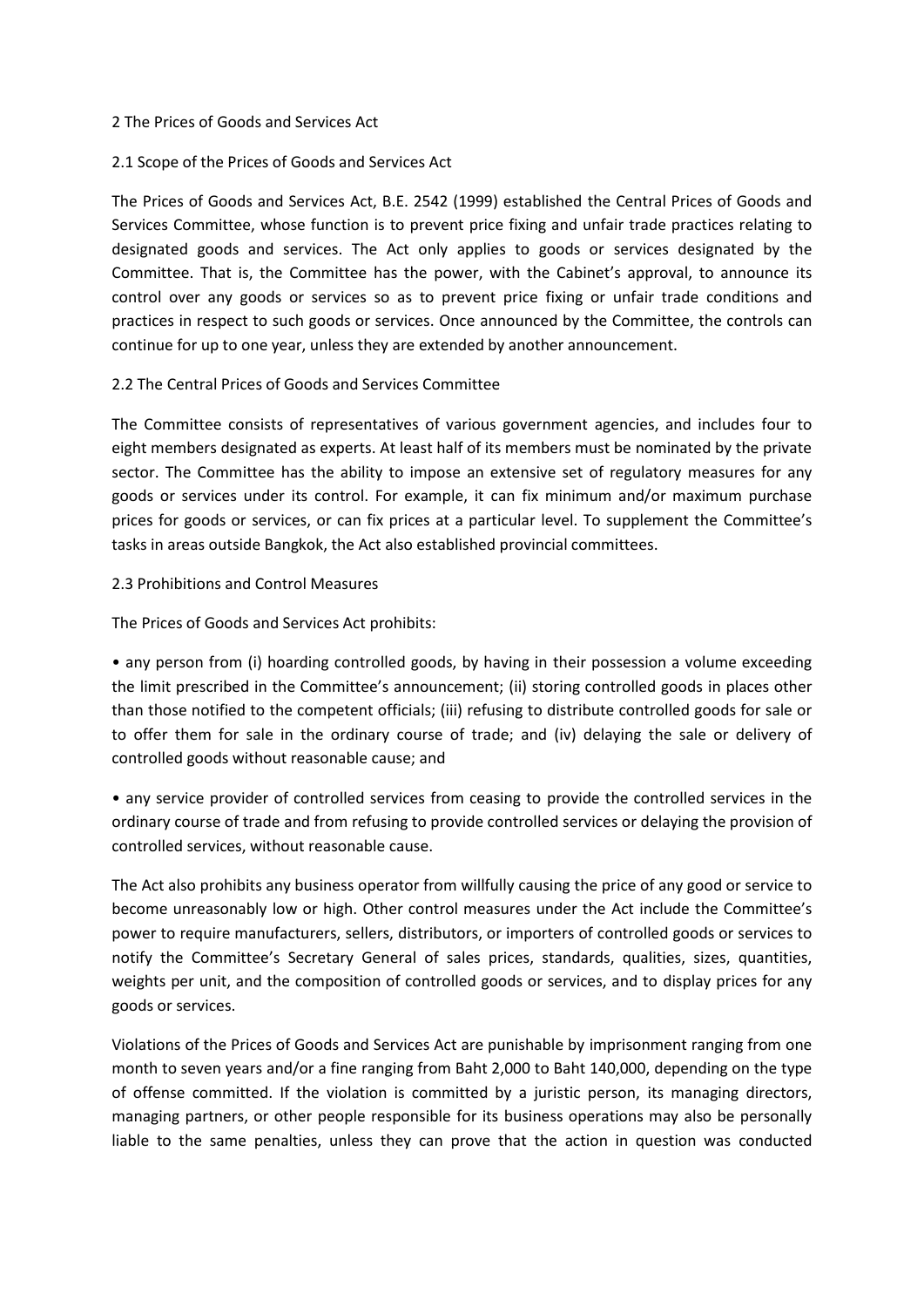## 2 The Prices of Goods and Services Act

### 2.1 Scope of the Prices of Goods and Services Act

The Prices of Goods and Services Act, B.E. 2542 (1999) established the Central Prices of Goods and Services Committee, whose function is to prevent price fixing and unfair trade practices relating to designated goods and services. The Act only applies to goods or services designated by the Committee. That is, the Committee has the power, with the Cabinet's approval, to announce its control over any goods or services so as to prevent price fixing or unfair trade conditions and practices in respect to such goods or services. Once announced by the Committee, the controls can continue for up to one year, unless they are extended by another announcement.

### 2.2 The Central Prices of Goods and Services Committee

The Committee consists of representatives of various government agencies, and includes four to eight members designated as experts. At least half of its members must be nominated by the private sector. The Committee has the ability to impose an extensive set of regulatory measures for any goods or services under its control. For example, it can fix minimum and/or maximum purchase prices for goods or services, or can fix prices at a particular level. To supplement the Committee's tasks in areas outside Bangkok, the Act also established provincial committees.

### 2.3 Prohibitions and Control Measures

The Prices of Goods and Services Act prohibits:

- any person from (i) hoarding controlled goods, by having in their possession a volume exceeding the limit prescribed in the Committee's announcement; (ii) storing controlled goods in places other than those notified to the competent officials; (iii) refusing to distribute controlled goods for sale or to offer them for sale in the ordinary course of trade; and (iv) delaying the sale or delivery of controlled goods without reasonable cause; and
- any service provider of controlled services from ceasing to provide the controlled services in the ordinary course of trade and from refusing to provide controlled services or delaying the provision of controlled services, without reasonable cause.

The Act also prohibits any business operator from willfully causing the price of any good or service to become unreasonably low or high. Other control measures under the Act include the Committee's power to require manufacturers, sellers, distributors, or importers of controlled goods or services to notify the Committee's Secretary General of sales prices, standards, qualities, sizes, quantities, weights per unit, and the composition of controlled goods or services, and to display prices for any goods or services.

Violations of the Prices of Goods and Services Act are punishable by imprisonment ranging from one month to seven years and/or a fine ranging from Baht 2,000 to Baht 140,000, depending on the type of offense committed. If the violation is committed by a juristic person, its managing directors, managing partners, or other people responsible for its business operations may also be personally liable to the same penalties, unless they can prove that the action in question was conducted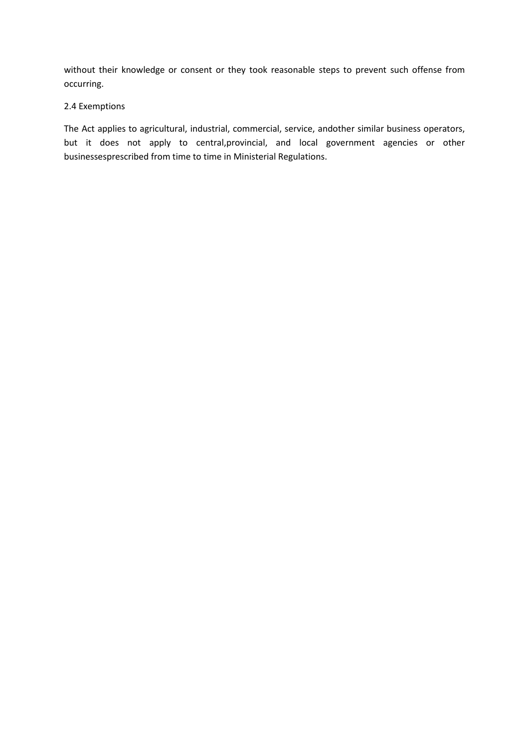without their knowledge or consent or they took reasonable steps to prevent such offense from occurring.

### 2.4 Exemptions

The Act applies to agricultural, industrial, commercial, service, andother similar business operators, but it does not apply to central,provincial, and local government agencies or other businessesprescribed from time to time in Ministerial Regulations.